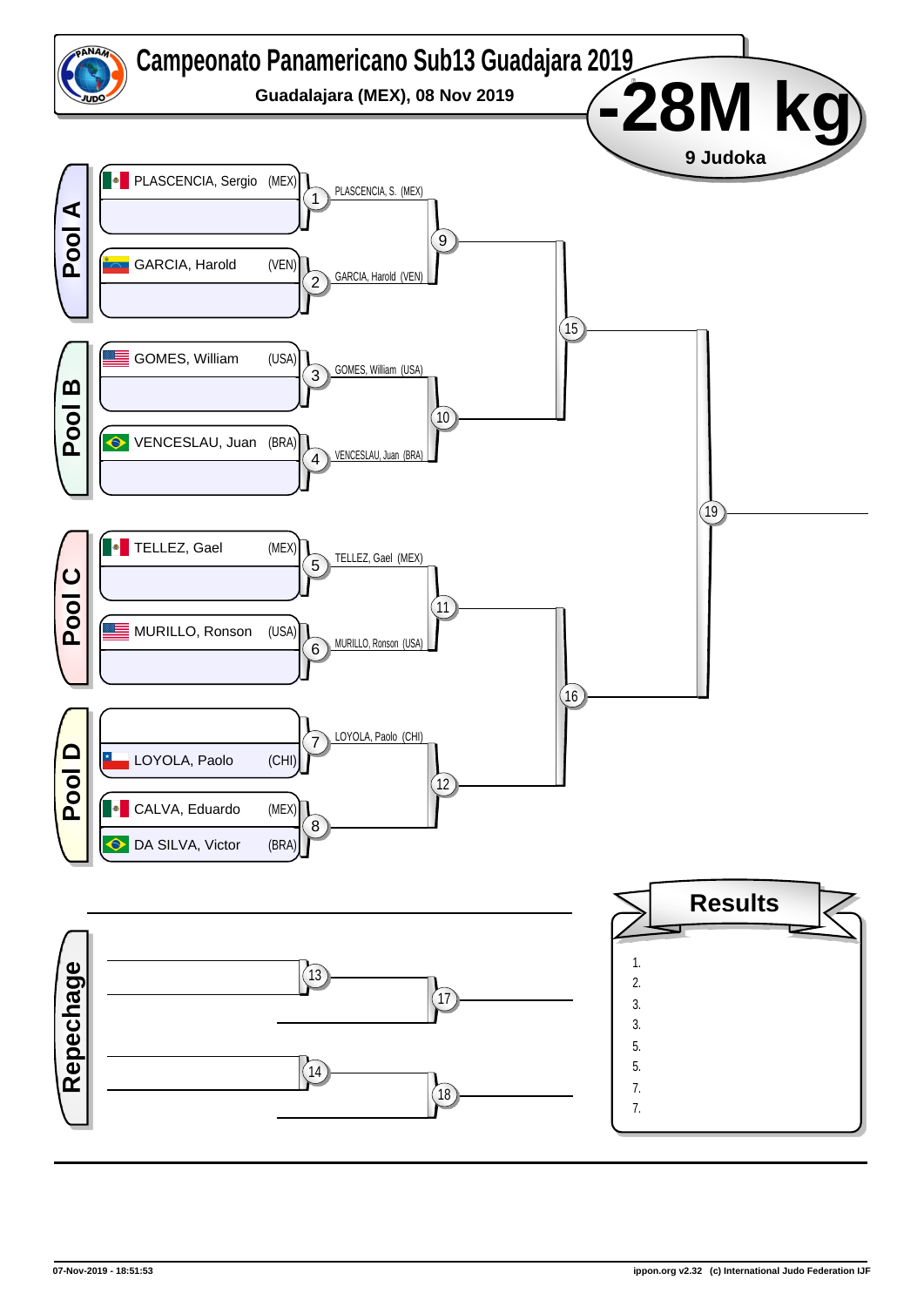# Campeonato Panamericano Sub13 Guadajara 2019

**Guadalajara (MEX), 08 Nov 2019**

## -28M kg

**9 Judoka**

### Pool A

- PLASCENCIA, Sergio (MEX)
- GARCIA, Harold (VEN)

1: PLASCENCIA, S. (MEX)
2: GARCIA, Harold (VEN)
9

### Pool B

- GOMES, William (USA)
- VENCESLAU, Juan (BRA)

3: GOMES, William (USA)
4: VENCESLAU, Juan (BRA)
10

15

19

### Pool C

- TELLEZ, Gael (MEX)
- MURILLO, Ronson (USA)

5: TELLEZ, Gael (MEX)
6: MURILLO, Ronson (USA)
11

### Pool D

- LOYOLA, Paolo (CHI)
- CALVA, Eduardo (MEX)
- DA SILVA, Victor (BRA)

7: LOYOLA, Paolo (CHI)
8
12

16

### Repechage

13
17
14
18

### Results

1.
2.
3.
3.
5.
5.
7.
7.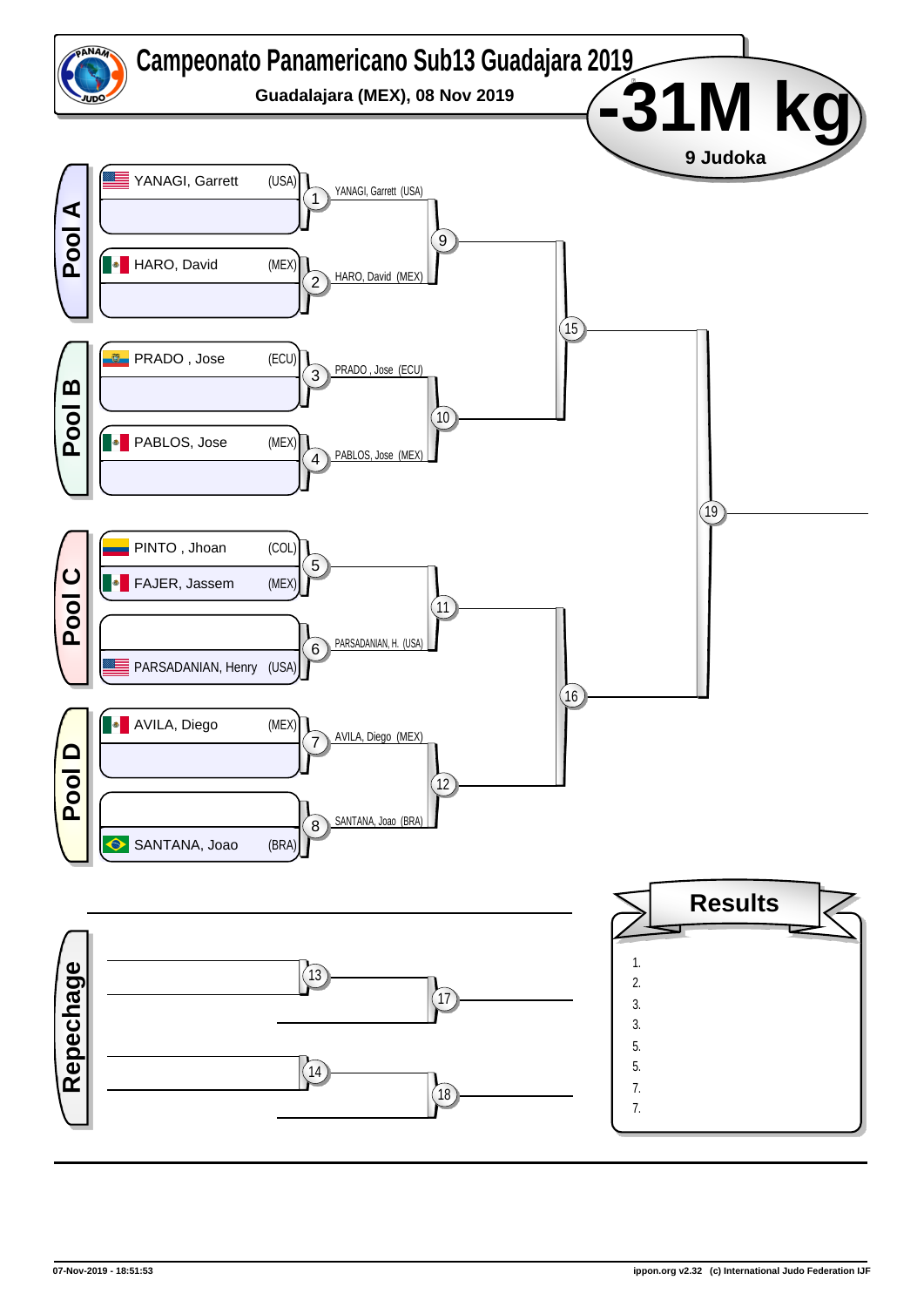# Campeonato Panamericano Sub13 Guadajara 2019

**Guadalajara (MEX), 08 Nov 2019**

## -31M kg

**9 Judoka**

### Pool A

| Pos | Name | Country |
|---|---|---|
| 1 | YANAGI, Garrett | (USA) |
| | | |
| 2 | HARO, David | (MEX) |
| | | |

- 1: YANAGI, Garrett (USA)
- 2: HARO, David (MEX)
- 9

### Pool B

| Pos | Name | Country |
|---|---|---|
| 3 | PRADO , Jose | (ECU) |
| | | |
| 4 | PABLOS, Jose | (MEX) |
| | | |

- 3: PRADO , Jose (ECU)
- 4: PABLOS, Jose (MEX)
- 10

15

19

### Pool C

| Pos | Name | Country |
|---|---|---|
| 5 | PINTO , Jhoan | (COL) |
| | FAJER, Jassem | (MEX) |
| 6 | | |
| | PARSADANIAN, Henry | (USA) |

- 5
- 6: PARSADANIAN, H. (USA)
- 11

### Pool D

| Pos | Name | Country |
|---|---|---|
| 7 | AVILA, Diego | (MEX) |
| | | |
| 8 | | |
| | SANTANA, Joao | (BRA) |

- 7: AVILA, Diego (MEX)
- 8: SANTANA, Joao (BRA)
- 12

16

### Repechage

- 13
- 17
- 14
- 18

### Results

1.
2.
3.
3.
5.
5.
7.
7.

07-Nov-2019 - 18:51:53 ippon.org v2.32 (c) International Judo Federation IJF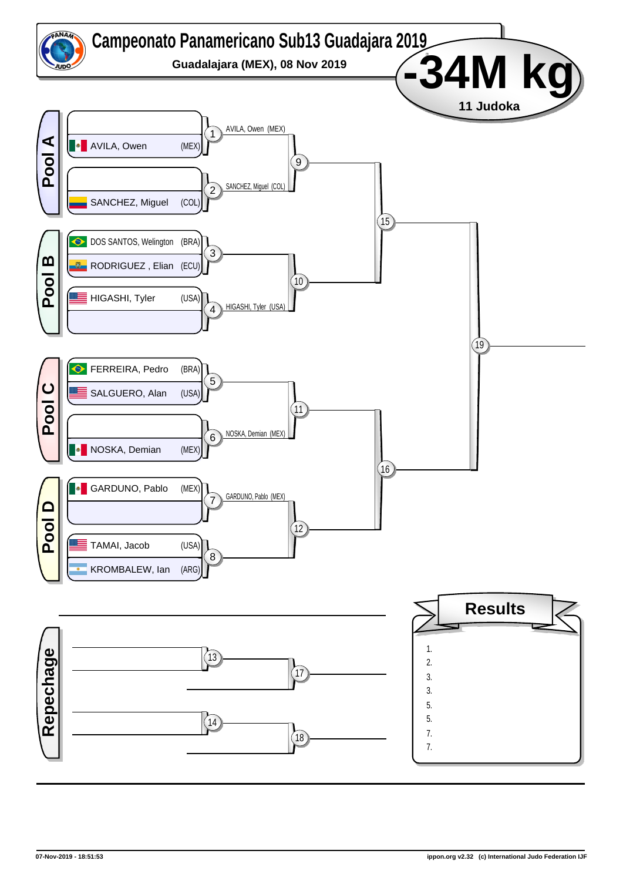# Campeonato Panamericano Sub13 Guadajara 2019

**Guadalajara (MEX), 08 Nov 2019**

## -34M kg

**11 Judoka**

### Pool A

| Athlete | Country |
|---|---|
| | |
| AVILA, Owen | (MEX) |
| | |
| SANCHEZ, Miguel | (COL) |

- Contest 1: AVILA, Owen (MEX)
- Contest 2: SANCHEZ, Miguel (COL)
- Contest 9

### Pool B

| Athlete | Country |
|---|---|
| DOS SANTOS, Welington | (BRA) |
| RODRIGUEZ , Elian | (ECU) |
| HIGASHI, Tyler | (USA) |
| | |

- Contest 3
- Contest 4: HIGASHI, Tyler (USA)
- Contest 10

### Pool C

| Athlete | Country |
|---|---|
| FERREIRA, Pedro | (BRA) |
| SALGUERO, Alan | (USA) |
| | |
| NOSKA, Demian | (MEX) |

- Contest 5
- Contest 6: NOSKA, Demian (MEX)
- Contest 11

### Pool D

| Athlete | Country |
|---|---|
| GARDUNO, Pablo | (MEX) |
| | |
| TAMAI, Jacob | (USA) |
| KROMBALEW, Ian | (ARG) |

- Contest 7: GARDUNO, Pablo (MEX)
- Contest 8
- Contest 12

### Semi-finals / Final

- Contest 15
- Contest 16
- Contest 19

### Repechage

- Contest 13
- Contest 14
- Contest 17
- Contest 18

### Results

1.
2.
3.
3.
5.
5.
7.
7.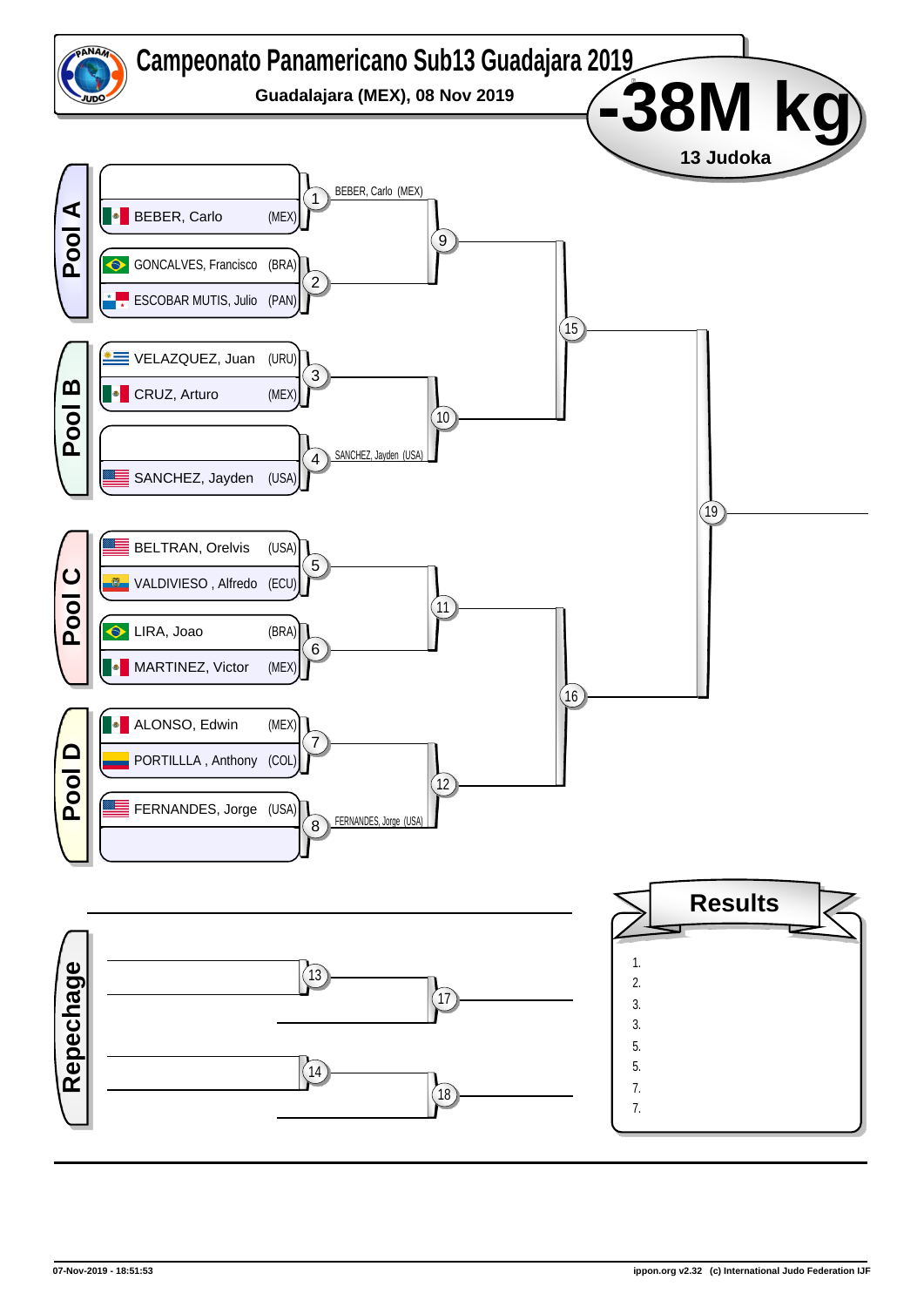# Campeonato Panamericano Sub13 Guadajara 2019

**Guadalajara (MEX), 08 Nov 2019**

# -38M kg

**13 Judoka**

## Pool A

| Match | Competitor | Country |
|---|---|---|
| 1 | (bye) | |
| 1 | BEBER, Carlo | (MEX) |
| 2 | GONCALVES, Francisco | (BRA) |
| 2 | ESCOBAR MUTIS, Julio | (PAN) |

- Match 1: BEBER, Carlo (MEX)
- Match 9
- Match 15

## Pool B

| Match | Competitor | Country |
|---|---|---|
| 3 | VELAZQUEZ, Juan | (URU) |
| 3 | CRUZ, Arturo | (MEX) |
| 4 | (bye) | |
| 4 | SANCHEZ, Jayden | (USA) |

- Match 4: SANCHEZ, Jayden (USA)
- Match 10
- Match 19

## Pool C

| Match | Competitor | Country |
|---|---|---|
| 5 | BELTRAN, Orelvis | (USA) |
| 5 | VALDIVIESO , Alfredo | (ECU) |
| 6 | LIRA, Joao | (BRA) |
| 6 | MARTINEZ, Victor | (MEX) |

- Match 11
- Match 16

## Pool D

| Match | Competitor | Country |
|---|---|---|
| 7 | ALONSO, Edwin | (MEX) |
| 7 | PORTILLLA , Anthony | (COL) |
| 8 | FERNANDES, Jorge | (USA) |
| 8 | (bye) | |

- Match 8: FERNANDES, Jorge (USA)
- Match 12

## Repechage

- Match 13
- Match 14
- Match 17
- Match 18

## Results

1.
2.
3.
3.
5.
5.
7.
7.

07-Nov-2019 - 18:51:53

ippon.org v2.32 (c) International Judo Federation IJF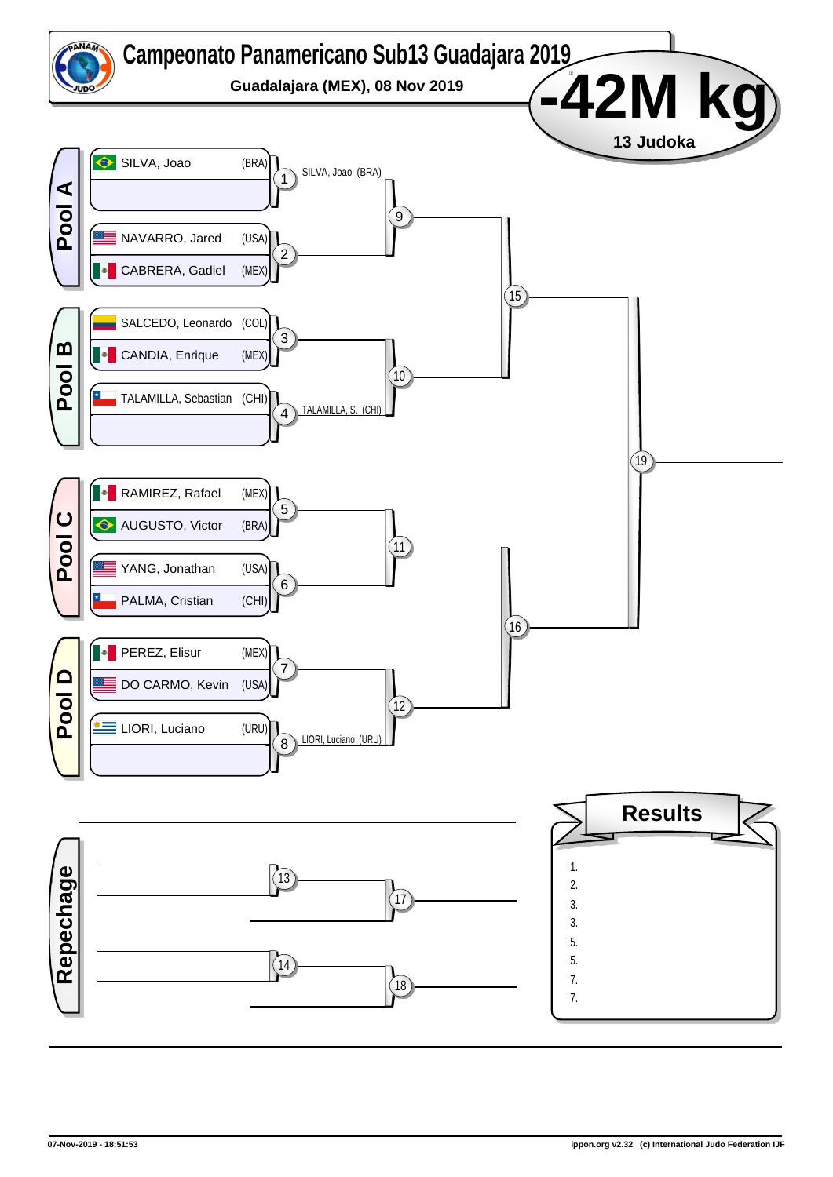# Campeonato Panamericano Sub13 Guadajara 2019

**Guadalajara (MEX), 08 Nov 2019**

## -42M kg

**13 Judoka**

### Pool A

| Athlete | Country | Match |
|---|---|---|
| SILVA, Joao | (BRA) | 1 |
| | | |
| NAVARRO, Jared | (USA) | 2 |
| CABRERA, Gadiel | (MEX) | |

Match 1: SILVA, Joao (BRA)

Matches 1, 2 → 9

### Pool B

| Athlete | Country | Match |
|---|---|---|
| SALCEDO, Leonardo | (COL) | 3 |
| CANDIA, Enrique | (MEX) | |
| TALAMILLA, Sebastian | (CHI) | 4 |
| | | |

Match 4: TALAMILLA, S. (CHI)

Matches 3, 4 → 10

Matches 9, 10 → 15

### Pool C

| Athlete | Country | Match |
|---|---|---|
| RAMIREZ, Rafael | (MEX) | 5 |
| AUGUSTO, Victor | (BRA) | |
| YANG, Jonathan | (USA) | 6 |
| PALMA, Cristian | (CHI) | |

Matches 5, 6 → 11

### Pool D

| Athlete | Country | Match |
|---|---|---|
| PEREZ, Elisur | (MEX) | 7 |
| DO CARMO, Kevin | (USA) | |
| LIORI, Luciano | (URU) | 8 |
| | | |

Match 8: LIORI, Luciano (URU)

Matches 7, 8 → 12

Matches 11, 12 → 16

Matches 15, 16 → 19

### Repechage

Match 13 → 17

Match 14 → 18

### Results

1.
2.
3.
3.
5.
5.
7.
7.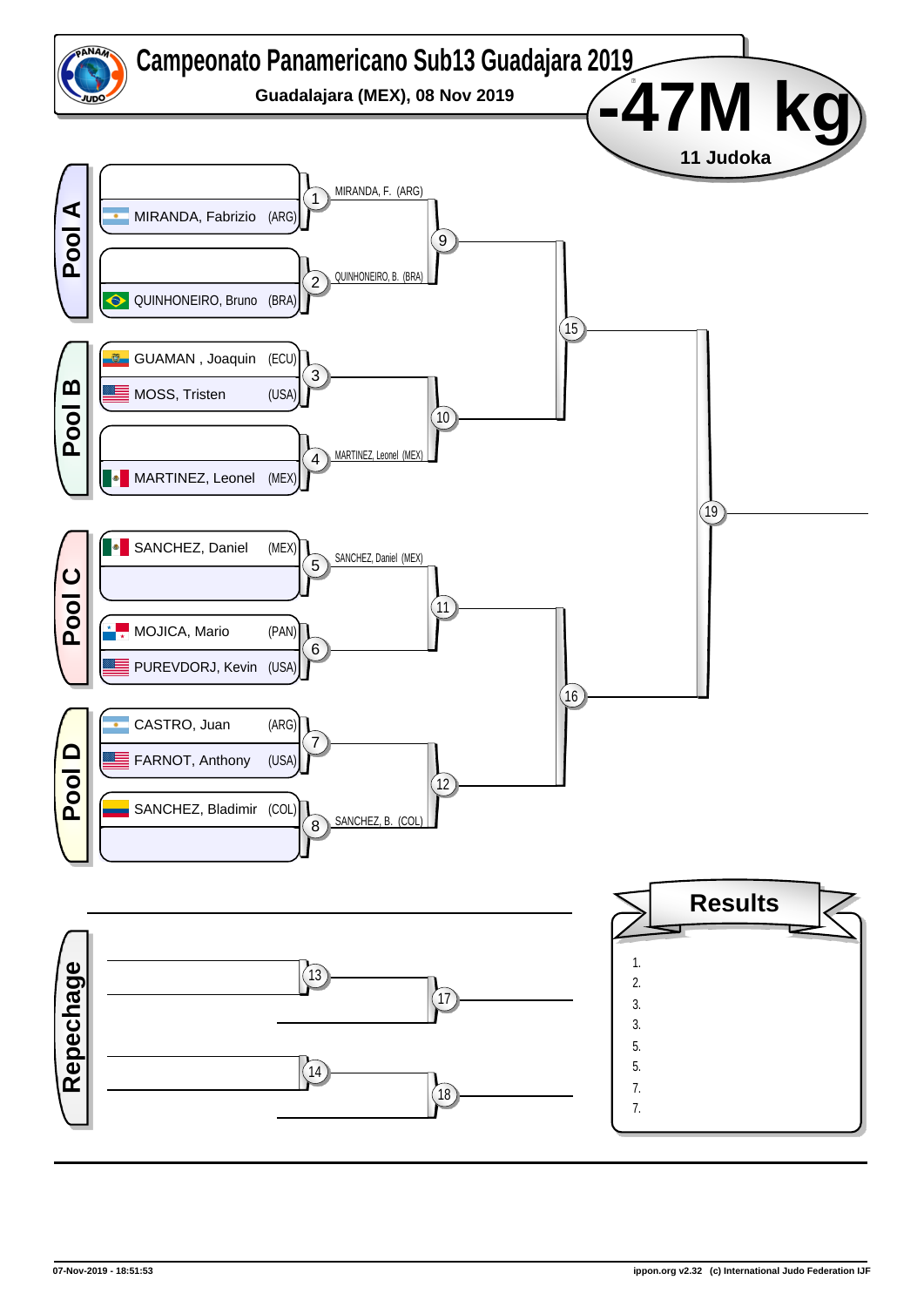# Campeonato Panamericano Sub13 Guadajara 2019

**Guadalajara (MEX), 08 Nov 2019**

## -47M kg

**11 Judoka**

### Pool A

| Match | Athlete 1 | Athlete 2 | Winner |
|---|---|---|---|
| 1 | | MIRANDA, Fabrizio (ARG) | MIRANDA, F. (ARG) |
| 2 | | QUINHONEIRO, Bruno (BRA) | QUINHONEIRO, B. (BRA) |
| 9 | MIRANDA, F. (ARG) | QUINHONEIRO, B. (BRA) | |

### Pool B

| Match | Athlete 1 | Athlete 2 | Winner |
|---|---|---|---|
| 3 | GUAMAN , Joaquin (ECU) | MOSS, Tristen (USA) | |
| 4 | | MARTINEZ, Leonel (MEX) | MARTINEZ, Leonel (MEX) |
| 10 | | MARTINEZ, Leonel (MEX) | |

### Pool C

| Match | Athlete 1 | Athlete 2 | Winner |
|---|---|---|---|
| 5 | SANCHEZ, Daniel (MEX) | | SANCHEZ, Daniel (MEX) |
| 6 | MOJICA, Mario (PAN) | PUREVDORJ, Kevin (USA) | |
| 11 | SANCHEZ, Daniel (MEX) | | |

### Pool D

| Match | Athlete 1 | Athlete 2 | Winner |
|---|---|---|---|
| 7 | CASTRO, Juan (ARG) | FARNOT, Anthony (USA) | |
| 8 | SANCHEZ, Bladimir (COL) | | SANCHEZ, B. (COL) |
| 12 | | SANCHEZ, B. (COL) | |

### Semi-finals and Final

- 15: Winner 9 vs Winner 10
- 16: Winner 11 vs Winner 12
- 19: Winner 15 vs Winner 16

### Repechage

- 13
- 14
- 17
- 18

### Results

1.
2.
3.
3.
5.
5.
7.
7.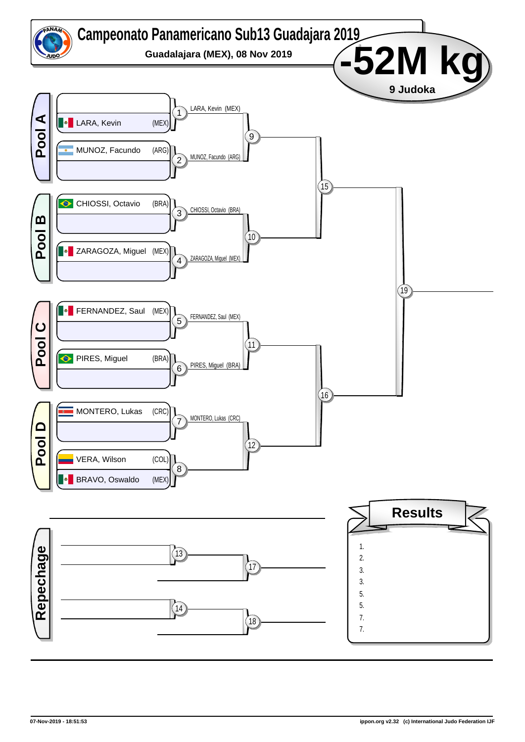# Campeonato Panamericano Sub13 Guadajara 2019

**Guadalajara (MEX), 08 Nov 2019**

## -52M kg

**9 Judoka**

### Pool A

- LARA, Kevin (MEX)
- MUNOZ, Facundo (ARG)

Contest 1: LARA, Kevin (MEX)
Contest 2: MUNOZ, Facundo (ARG)
Contest 9

### Pool B

- CHIOSSI, Octavio (BRA)
- ZARAGOZA, Miguel (MEX)

Contest 3: CHIOSSI, Octavio (BRA)
Contest 4: ZARAGOZA, Miguel (MEX)
Contest 10

Contest 15

### Pool C

- FERNANDEZ, Saul (MEX)
- PIRES, Miguel (BRA)

Contest 5: FERNANDEZ, Saul (MEX)
Contest 6: PIRES, Miguel (BRA)
Contest 11

### Pool D

- MONTERO, Lukas (CRC)
- VERA, Wilson (COL)
- BRAVO, Oswaldo (MEX)

Contest 7: MONTERO, Lukas (CRC)
Contest 8
Contest 12

Contest 16

Contest 19

### Repechage

Contest 13
Contest 14
Contest 17
Contest 18

### Results

1.
2.
3.
3.
5.
5.
7.
7.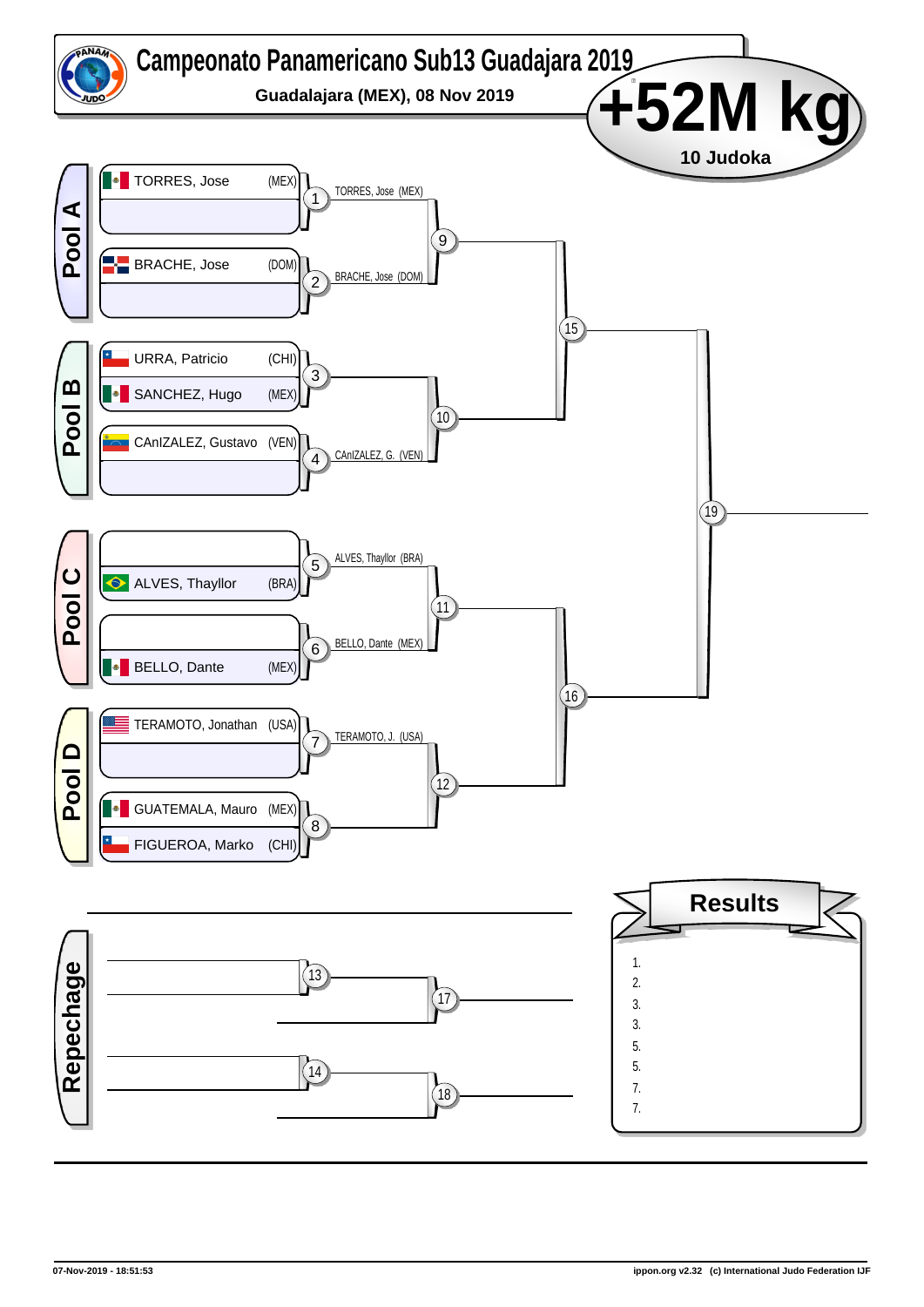# Campeonato Panamericano Sub13 Guadajara 2019

**Guadalajara (MEX), 08 Nov 2019**

## +52M kg

**10 Judoka**

### Pool A

| Contest | Competitor | Country |
|---|---|---|
| 1 | TORRES, Jose | (MEX) |
| 1 | | |
| 2 | BRACHE, Jose | (DOM) |
| 2 | | |

- 1: TORRES, Jose (MEX)
- 2: BRACHE, Jose (DOM)
- 9

### Pool B

| Contest | Competitor | Country |
|---|---|---|
| 3 | URRA, Patricio | (CHI) |
| 3 | SANCHEZ, Hugo | (MEX) |
| 4 | CAnIZALEZ, Gustavo | (VEN) |
| 4 | | |

- 4: CAnIZALEZ, G. (VEN)
- 10

- 15

### Pool C

| Contest | Competitor | Country |
|---|---|---|
| 5 | | |
| 5 | ALVES, Thayllor | (BRA) |
| 6 | | |
| 6 | BELLO, Dante | (MEX) |

- 5: ALVES, Thayllor (BRA)
- 6: BELLO, Dante (MEX)
- 11

### Pool D

| Contest | Competitor | Country |
|---|---|---|
| 7 | TERAMOTO, Jonathan | (USA) |
| 7 | | |
| 8 | GUATEMALA, Mauro | (MEX) |
| 8 | FIGUEROA, Marko | (CHI) |

- 7: TERAMOTO, J. (USA)
- 12

- 16
- 19

### Repechage

- 13
- 14
- 17
- 18

### Results

1.
2.
3.
3.
5.
5.
7.
7.

07-Nov-2019 - 18:51:53

ippon.org v2.32 (c) International Judo Federation IJF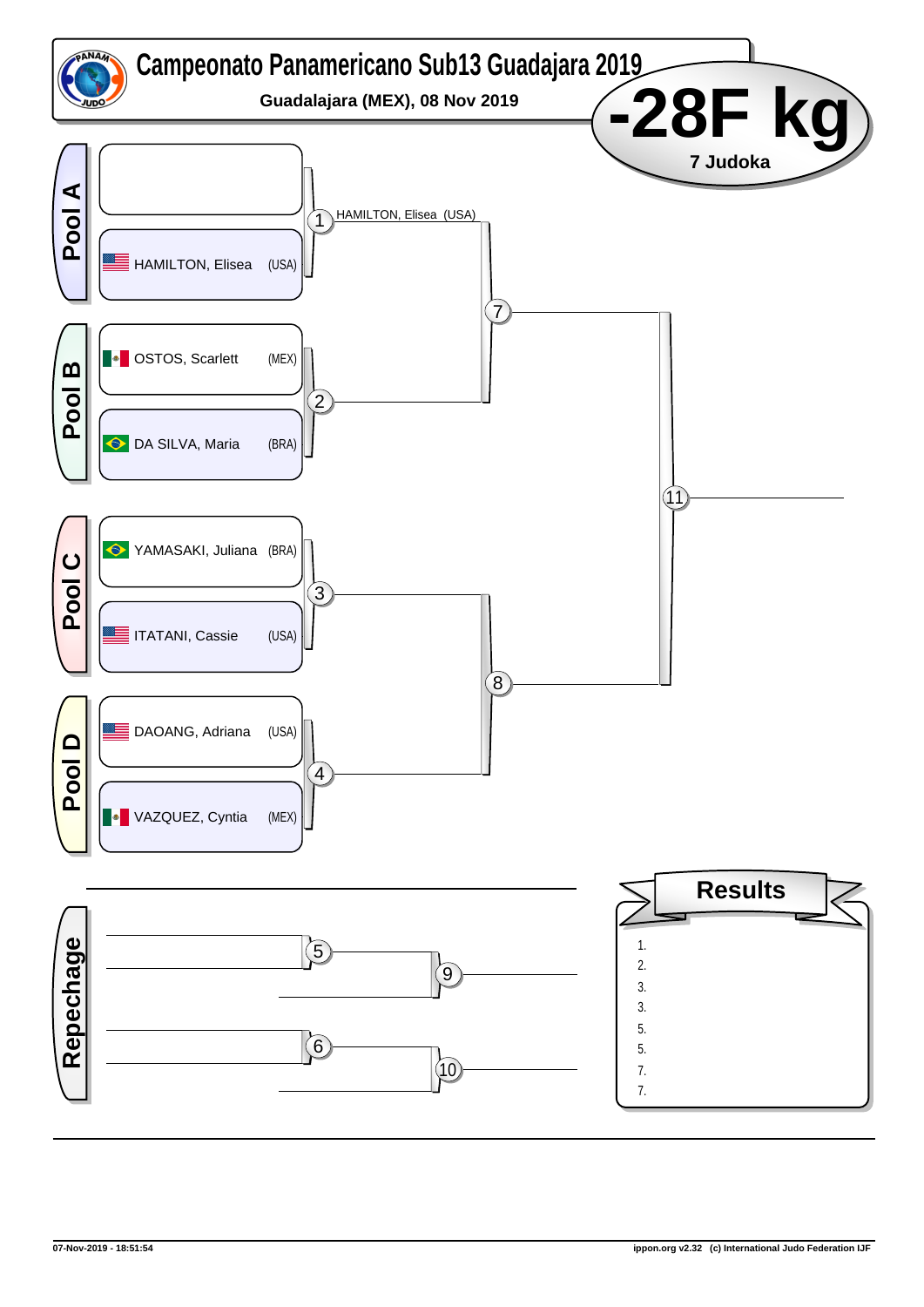# Campeonato Panamericano Sub13 Guadajara 2019

**Guadalajara (MEX), 08 Nov 2019**

# -28F kg

**7 Judoka**

**Pool A**

- (empty)
- HAMILTON, Elisea (USA)

1: HAMILTON, Elisea (USA)

**Pool B**

- OSTOS, Scarlett (MEX)
- DA SILVA, Maria (BRA)

2

**Pool C**

- YAMASAKI, Juliana (BRA)
- ITATANI, Cassie (USA)

3

**Pool D**

- DAOANG, Adriana (USA)
- VAZQUEZ, Cyntia (MEX)

4

7, 8, 11

**Repechage**

5, 6, 9, 10

**Results**

1.
2.
3.
3.
5.
5.
7.
7.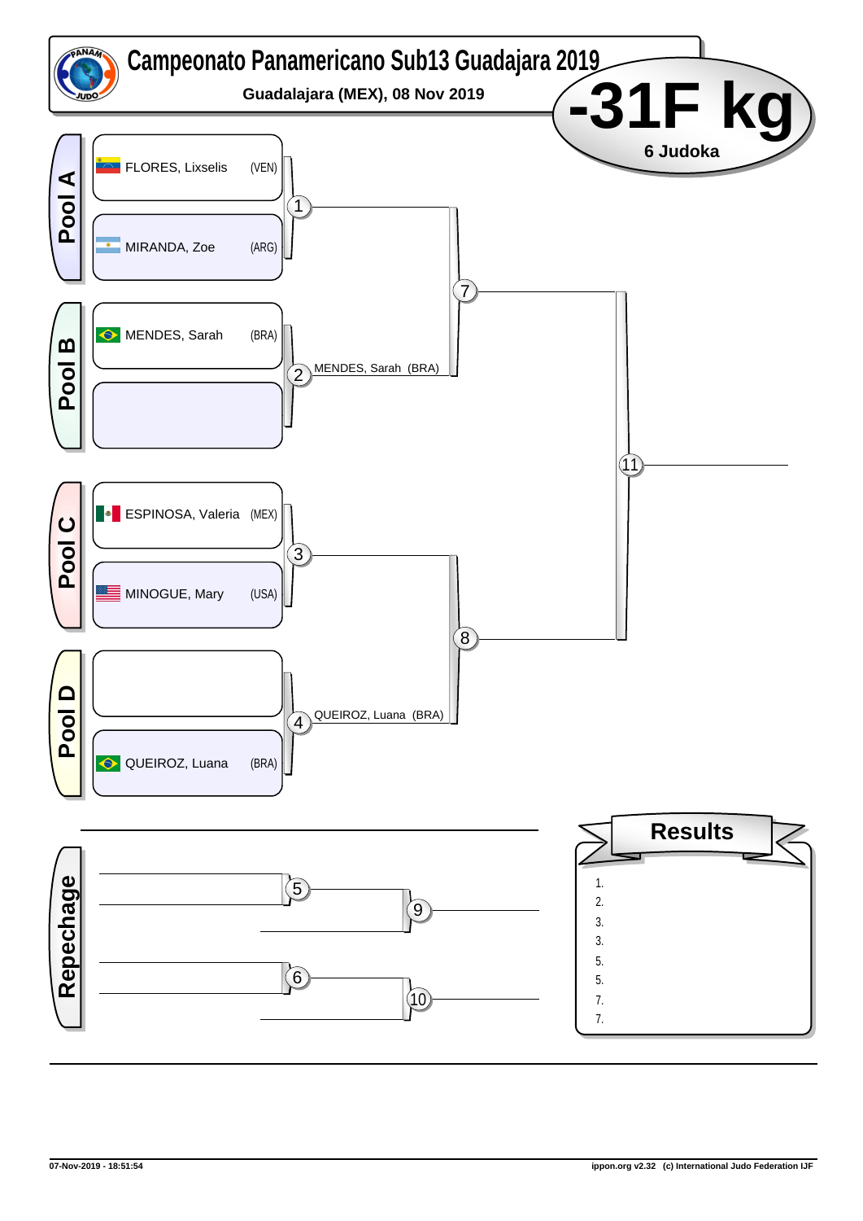# Campeonato Panamericano Sub13 Guadajara 2019

**Guadalajara (MEX), 08 Nov 2019**

## -31F kg

**6 Judoka**

### Pool A

- FLORES, Lixselis (VEN)
- MIRANDA, Zoe (ARG)

Contest 1

### Pool B

- MENDES, Sarah (BRA)
- (empty)

Contest 2: MENDES, Sarah (BRA)

Contest 7

### Pool C

- ESPINOSA, Valeria (MEX)
- MINOGUE, Mary (USA)

Contest 3

### Pool D

- (empty)
- QUEIROZ, Luana (BRA)

Contest 4: QUEIROZ, Luana (BRA)

Contest 8

Contest 11

### Repechage

Contest 5

Contest 9

Contest 6

Contest 10

### Results

1.
2.
3.
3.
5.
5.
7.
7.

07-Nov-2019 - 18:51:54

ippon.org v2.32 (c) International Judo Federation IJF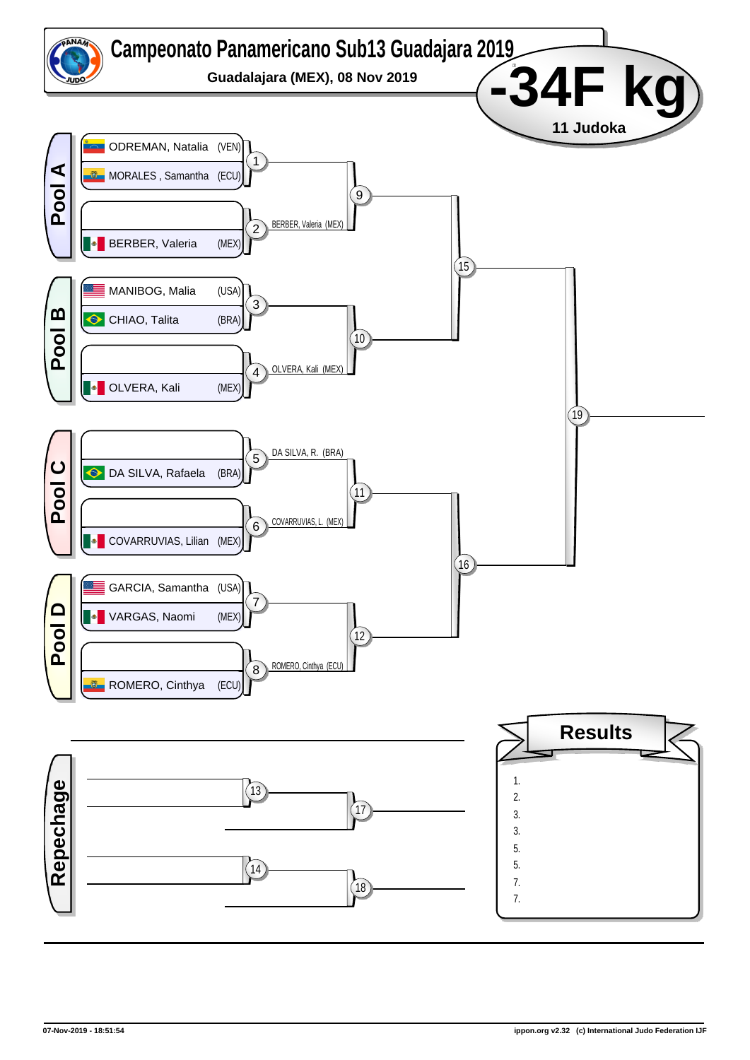# Campeonato Panamericano Sub13 Guadajara 2019

**Guadalajara (MEX), 08 Nov 2019**

## -34F kg

**11 Judoka**

### Pool A

| Match | Athlete | Country |
|---|---|---|
| 1 | ODREMAN, Natalia | (VEN) |
| 1 | MORALES , Samantha | (ECU) |
| 2 | | |
| 2 | BERBER, Valeria | (MEX) |

- Match 2: BERBER, Valeria (MEX)
- Match 9
- Match 15

### Pool B

| Match | Athlete | Country |
|---|---|---|
| 3 | MANIBOG, Malia | (USA) |
| 3 | CHIAO, Talita | (BRA) |
| 4 | | |
| 4 | OLVERA, Kali | (MEX) |

- Match 4: OLVERA, Kali (MEX)
- Match 10

### Pool C

| Match | Athlete | Country |
|---|---|---|
| 5 | | |
| 5 | DA SILVA, Rafaela | (BRA) |
| 6 | | |
| 6 | COVARRUVIAS, Lilian | (MEX) |

- Match 5: DA SILVA, R. (BRA)
- Match 6: COVARRUVIAS, L. (MEX)
- Match 11
- Match 16

### Pool D

| Match | Athlete | Country |
|---|---|---|
| 7 | GARCIA, Samantha | (USA) |
| 7 | VARGAS, Naomi | (MEX) |
| 8 | | |
| 8 | ROMERO, Cinthya | (ECU) |

- Match 8: ROMERO, Cinthya (ECU)
- Match 12

Final: Match 19

### Repechage

- Match 13
- Match 14
- Match 17
- Match 18

### Results

1.
2.
3.
3.
5.
5.
7.
7.

07-Nov-2019 - 18:51:54

ippon.org v2.32 (c) International Judo Federation IJF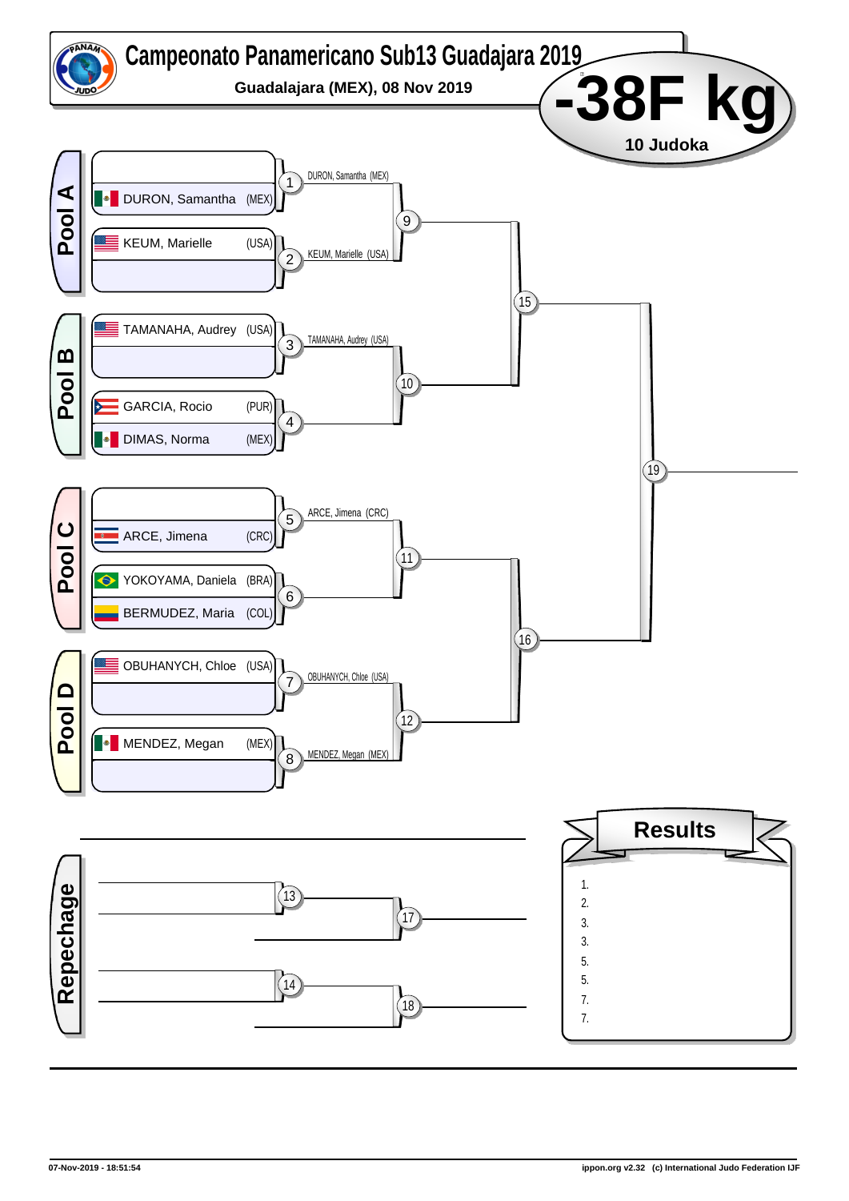# Campeonato Panamericano Sub13 Guadajara 2019

**Guadalajara (MEX), 08 Nov 2019**

# -38F kg

**10 Judoka**

## Pool A

| Contest | Athlete | Winner |
|---|---|---|
| 1 | DURON, Samantha (MEX) | DURON, Samantha (MEX) |
| 2 | KEUM, Marielle (USA) | KEUM, Marielle (USA) |

## Pool B

| Contest | Athlete | Winner |
|---|---|---|
| 3 | TAMANAHA, Audrey (USA) | TAMANAHA, Audrey (USA) |
| 4 | GARCIA, Rocio (PUR) / DIMAS, Norma (MEX) | |

## Pool C

| Contest | Athlete | Winner |
|---|---|---|
| 5 | ARCE, Jimena (CRC) | ARCE, Jimena (CRC) |
| 6 | YOKOYAMA, Daniela (BRA) / BERMUDEZ, Maria (COL) | |

## Pool D

| Contest | Athlete | Winner |
|---|---|---|
| 7 | OBUHANYCH, Chloe (USA) | OBUHANYCH, Chloe (USA) |
| 8 | MENDEZ, Megan (MEX) | MENDEZ, Megan (MEX) |

Contests: 9 (1 vs 2), 10 (3 vs 4), 11 (5 vs 6), 12 (7 vs 8), 15 (9 vs 10), 16 (11 vs 12), 19 (Final: 15 vs 16)

## Repechage

Contests: 13, 14, 17, 18

## Results

1.
2.
3.
3.
5.
5.
7.
7.

07-Nov-2019 - 18:51:54

ippon.org v2.32 (c) International Judo Federation IJF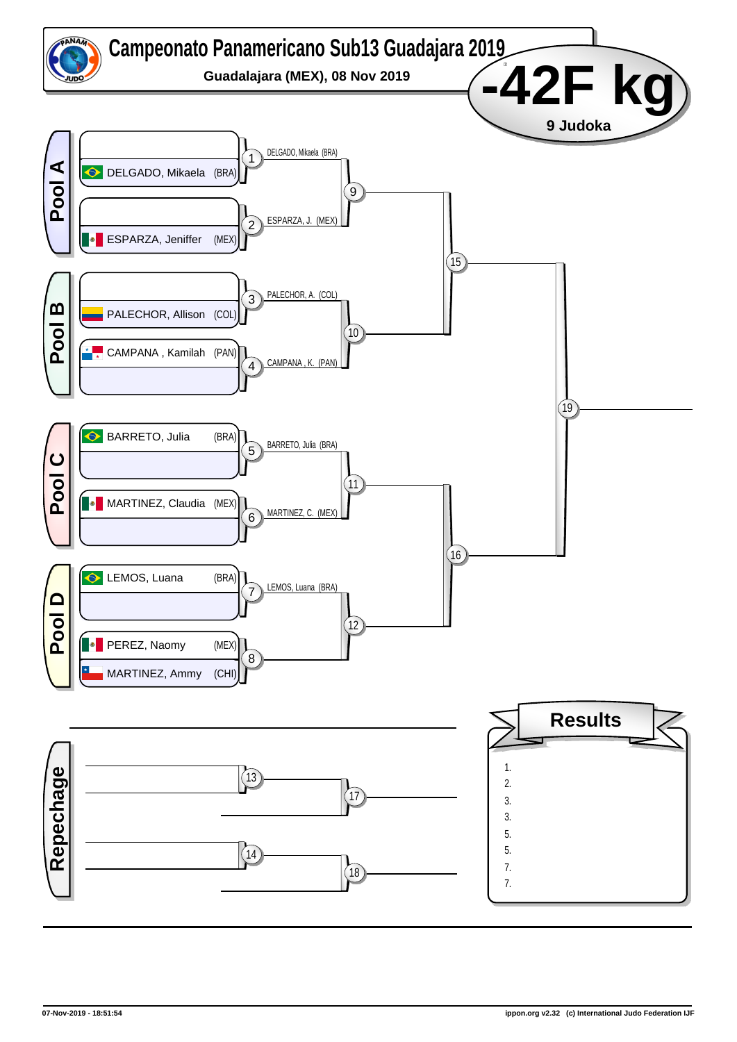# Campeonato Panamericano Sub13 Guadajara 2019

**Guadalajara (MEX), 08 Nov 2019**

# -42F kg

**9 Judoka**

## Pool A

| Contest | Athlete | Winner |
|---|---|---|
| 1 | DELGADO, Mikaela (BRA) | DELGADO, Mikaela (BRA) |
| 2 | ESPARZA, Jeniffer (MEX) | ESPARZA, J. (MEX) |

## Pool B

| Contest | Athlete | Winner |
|---|---|---|
| 3 | PALECHOR, Allison (COL) | PALECHOR, A. (COL) |
| 4 | CAMPANA , Kamilah (PAN) | CAMPANA , K. (PAN) |

## Pool C

| Contest | Athlete | Winner |
|---|---|---|
| 5 | BARRETO, Julia (BRA) | BARRETO, Julia (BRA) |
| 6 | MARTINEZ, Claudia (MEX) | MARTINEZ, C. (MEX) |

## Pool D

| Contest | Athlete | Winner |
|---|---|---|
| 7 | LEMOS, Luana (BRA) | LEMOS, Luana (BRA) |
| 8 | PEREZ, Naomy (MEX) / MARTINEZ, Ammy (CHI) | |

Contests: 9, 10, 11, 12, 15, 16, 19

## Repechage

Contests: 13, 14, 17, 18

## Results

1.
2.
3.
3.
5.
5.
7.
7.

07-Nov-2019 - 18:51:54

ippon.org v2.32 (c) International Judo Federation IJF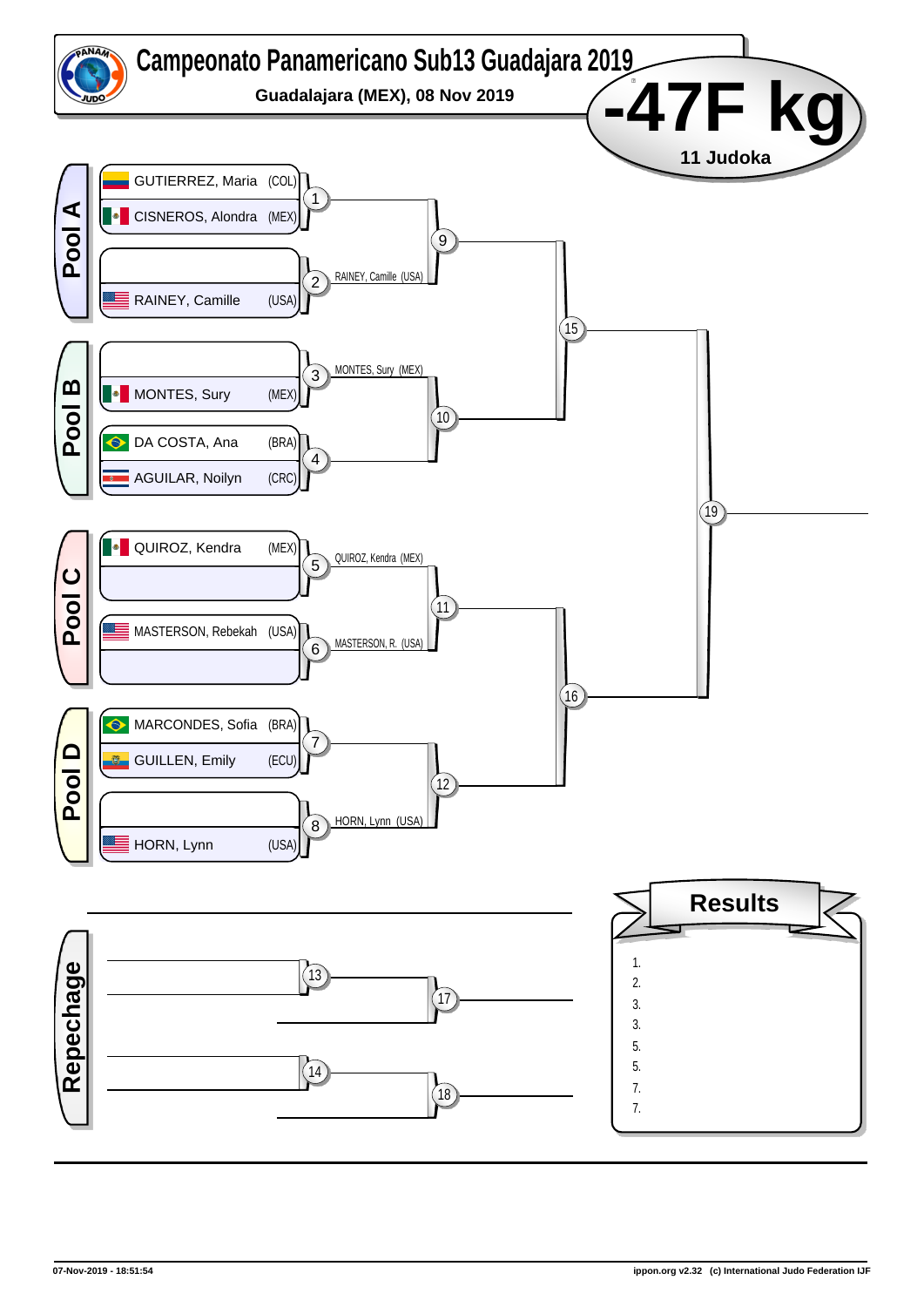# Campeonato Panamericano Sub13 Guadajara 2019

**Guadalajara (MEX), 08 Nov 2019**

# -47F kg

**11 Judoka**

## Pool A

| Athlete | Country | Match | Winner |
|---|---|---|---|
| GUTIERREZ, Maria | (COL) | 1 | |
| CISNEROS, Alondra | (MEX) | | |
| | | 2 | RAINEY, Camille (USA) |
| RAINEY, Camille | (USA) | | |

## Pool B

| Athlete | Country | Match | Winner |
|---|---|---|---|
| | | 3 | MONTES, Sury (MEX) |
| MONTES, Sury | (MEX) | | |
| DA COSTA, Ana | (BRA) | 4 | |
| AGUILAR, Noilyn | (CRC) | | |

## Pool C

| Athlete | Country | Match | Winner |
|---|---|---|---|
| QUIROZ, Kendra | (MEX) | 5 | QUIROZ, Kendra (MEX) |
| | | | |
| MASTERSON, Rebekah | (USA) | 6 | MASTERSON, R. (USA) |
| | | | |

## Pool D

| Athlete | Country | Match | Winner |
|---|---|---|---|
| MARCONDES, Sofia | (BRA) | 7 | |
| GUILLEN, Emily | (ECU) | | |
| | | 8 | HORN, Lynn (USA) |
| HORN, Lynn | (USA) | | |

Matches: 9, 10, 11, 12, 15, 16, 19

## Repechage

Matches: 13, 14, 17, 18

## Results

1.
2.
3.
3.
5.
5.
7.
7.

07-Nov-2019 - 18:51:54

ippon.org v2.32 (c) International Judo Federation IJF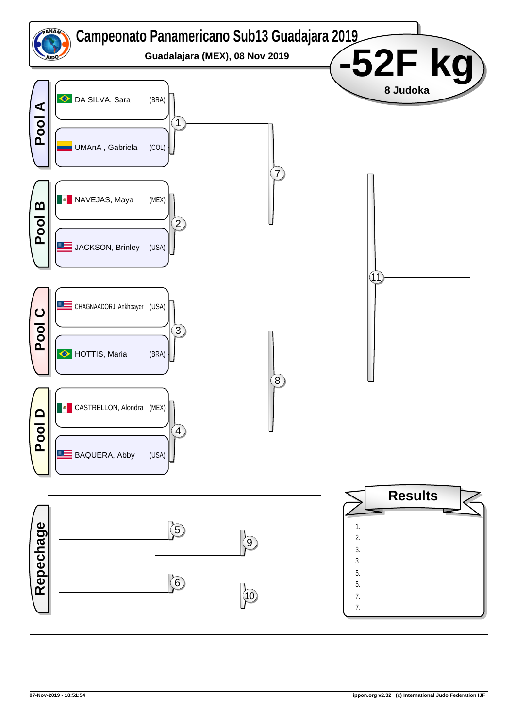# Campeonato Panamericano Sub13 Guadajara 2019

**Guadalajara (MEX), 08 Nov 2019**

## -52F kg

**8 Judoka**

### Pool A

- DA SILVA, Sara (BRA)
- UMAnA , Gabriela (COL)

Match 1 → Match 7

### Pool B

- NAVEJAS, Maya (MEX)
- JACKSON, Brinley (USA)

Match 2 → Match 7

### Pool C

- CHAGNAADORJ, Ankhbayer (USA)
- HOTTIS, Maria (BRA)

Match 3 → Match 8

### Pool D

- CASTRELLON, Alondra (MEX)
- BAQUERA, Abby (USA)

Match 4 → Match 8

Match 7 / Match 8 → Match 11

### Repechage

Match 5 → Match 9

Match 6 → Match 10

### Results

1.
2.
3.
3.
5.
5.
7.
7.

07-Nov-2019 - 18:51:54

ippon.org v2.32 (c) International Judo Federation IJF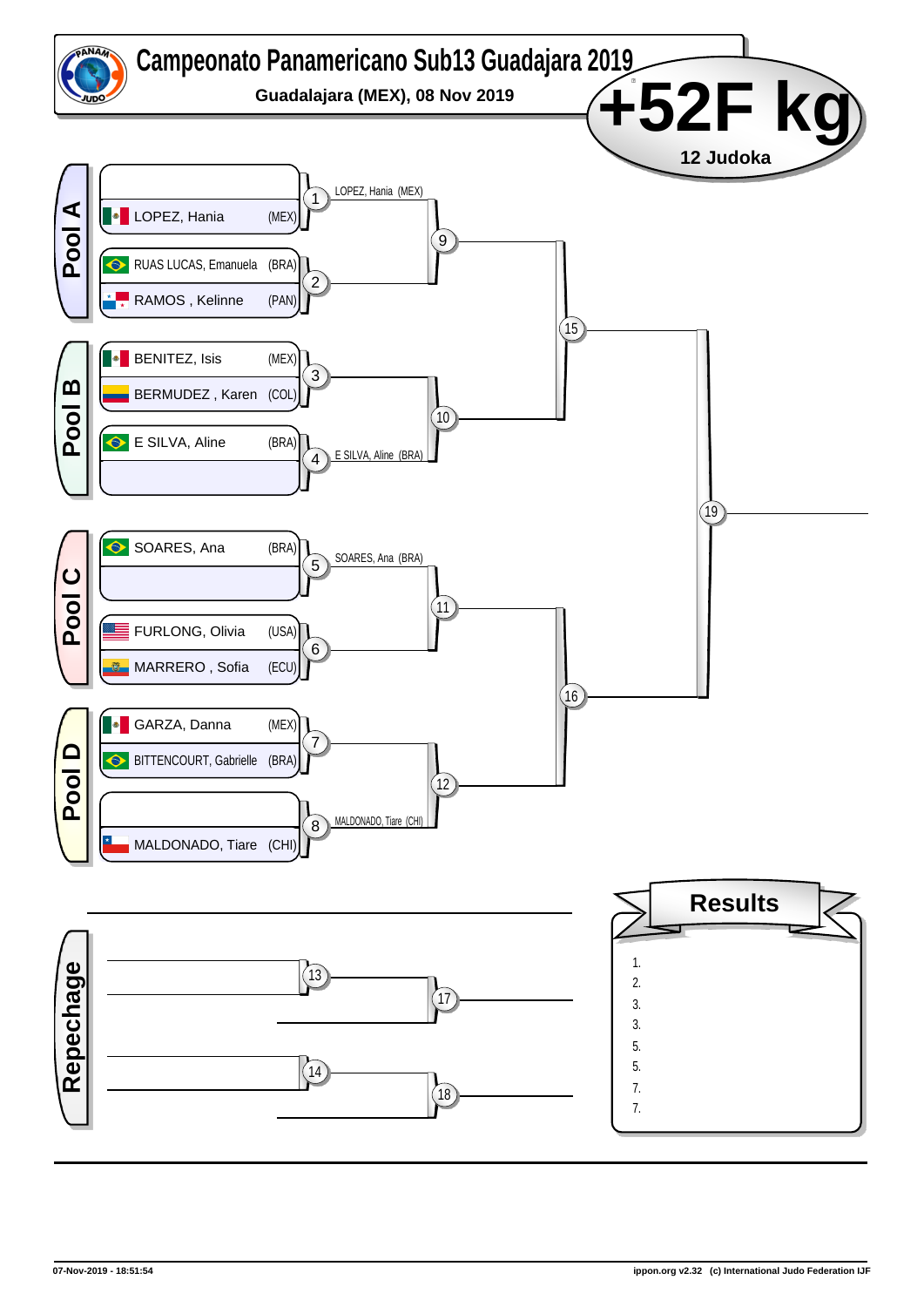# Campeonato Panamericano Sub13 Guadajara 2019

**Guadalajara (MEX), 08 Nov 2019**

# +52F kg

**12 Judoka**

## Pool A

- LOPEZ, Hania (MEX)
- RUAS LUCAS, Emanuela (BRA)
- RAMOS , Kelinne (PAN)

1: LOPEZ, Hania (MEX)

2

9

## Pool B

- BENITEZ, Isis (MEX)
- BERMUDEZ , Karen (COL)
- E SILVA, Aline (BRA)

3

4: E SILVA, Aline (BRA)

10

15

19

## Pool C

- SOARES, Ana (BRA)
- FURLONG, Olivia (USA)
- MARRERO , Sofia (ECU)

5: SOARES, Ana (BRA)

6

11

## Pool D

- GARZA, Danna (MEX)
- BITTENCOURT, Gabrielle (BRA)
- MALDONADO, Tiare (CHI)

7

8: MALDONADO, Tiare (CHI)

12

16

## Repechage

13

14

17

18

## Results

1.
2.
3.
3.
5.
5.
7.
7.

07-Nov-2019 - 18:51:54

ippon.org v2.32 (c) International Judo Federation IJF